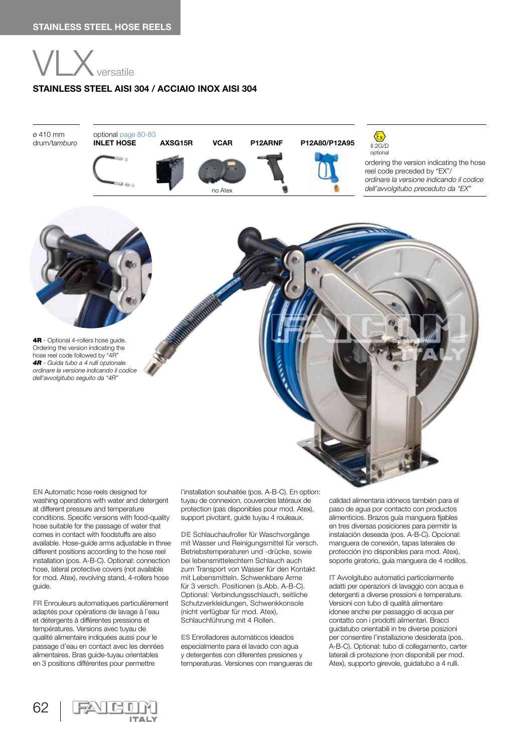STAINLESS STEEL HOSE REELS

# VLX versatile

## STAINLESS STEEL AISI 304 / ACCIAIO INOX AISI 304

ø 410 mm
drum/*tamburo*

optional page 80-83

| INLET HOSE | AXSG15R | VCAR | P12ARNF | P12A80/P12A95 |
|---|---|---|---|---|
| | | no Atex | | |

II 2G/D
optional

ordering the version indicating the hose reel code preceded by "EX"/
*ordinare la versione indicando il codice dell'avvolgitubo preceduto da "EX"*

**4R** - Optional 4-rollers hose guide. Ordering the version indicating the hose reel code followed by "4R"
***4R*** *- Guida tubo a 4 rulli opzionale. ordinare la versione indicando il codice dell'avvolgitubo seguito da "4R"*

**EN** Automatic hose reels designed for washing operations with water and detergent at different pressure and temperature conditions. Specific versions with food-quality hose suitable for the passage of water that comes in contact with foodstuffs are also available. Hose-guide arms adjustable in three different positions according to the hose reel installation (pos. A-B-C). Optional: connection hose, lateral protective covers (not available for mod. Atex), revolving stand, 4-rollers hose guide.

**FR** Enrouleurs automatiques particulièrement adaptés pour opérations de lavage à l'eau et détergents à différentes pressions et températures. Versions avec tuyau de qualité alimentaire indiquées aussi pour le passage d'eau en contact avec les denrées alimentaires. Bras guide-tuyau orientables en 3 positions différentes pour permettre l'installation souhaitée (pos. A-B-C). En option: tuyau de connexion, couvercles latéraux de protection (pas disponibles pour mod. Atex), support pivotant, guide tuyau 4 rouleaux.

**DE** Schlauchaufroller für Waschvorgänge mit Wasser und Reinigungsmittel für versch. Betriebstemperaturen und -drücke, sowie bei lebensmittelechtem Schlauch auch zum Transport von Wasser für den Kontakt mit Lebensmitteln. Schwenkbare Arme für 3 versch. Positionen (s.Abb. A-B-C). Optional: Verbindungsschlauch, seitliche Schutzverkleidungen, Schwenkkonsole (nicht verfügbar für mod. Atex), Schlauchführung mit 4 Rollen.

**ES** Enrolladores automáticos ideados especialmente para el lavado con agua y detergentes con diferentes presiones y temperaturas. Versiones con mangueras de calidad alimentaria idóneos también para el paso de agua por contacto con productos alimenticios. Brazos guía manguera fijables en tres diversas posiciones para permitir la instalación deseada (pos. A-B-C). Opcional: manguera de conexión, tapas laterales de protección (no disponibles para mod. Atex), soporte giratorio, guía manguera de 4 rodillos.

**IT** Avvolgitubo automatici particolarmente adatti per operazioni di lavaggio con acqua e detergenti a diverse pressioni e temperature. Versioni con tubo di qualità alimentare idonee anche per passaggio di acqua per contatto con i prodotti alimentari. Bracci guidatubo orientabili in tre diverse posizioni per consentire l'installazione desiderata (pos. A-B-C). Optional: tubo di collegamento, carter laterali di protezione (non disponibili per mod. Atex), supporto girevole, guidatubo a 4 rulli.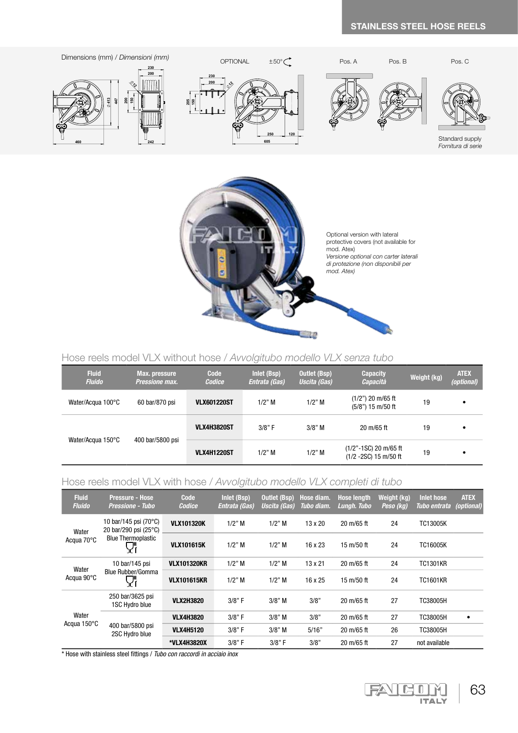Dimensions (mm) / *Dimensioni (mm)*

OPTIONAL

Pos. A Pos. B Pos. C

Standard supply
*Fornitura di serie*

Optional version with lateral protective covers (not available for mod. Atex)
*Versione optional con carter laterali di protezione (non disponibili per mod. Atex)*

## Hose reels model VLX without hose / *Avvolgitubo modello VLX senza tubo*

| Fluid *Fluido* | Max. pressure *Pressione max.* | Code *Codice* | Inlet (Bsp) *Entrata (Gas)* | Outlet (Bsp) *Uscita (Gas)* | Capacity *Capacità* | Weight (kg) | ATEX *(optional)* |
|---|---|---|---|---|---|---|---|
| Water/Acqua 100°C | 60 bar/870 psi | **VLX601220ST** | 1/2" M | 1/2" M | (1/2") 20 m/65 ft (5/8") 15 m/50 ft | 19 | • |
| Water/Acqua 150°C | 400 bar/5800 psi | **VLX4H3820ST** | 3/8" F | 3/8" M | 20 m/65 ft | 19 | • |
| | | **VLX4H1220ST** | 1/2" M | 1/2" M | (1/2"-1SC) 20 m/65 ft (1/2 -2SC) 15 m/50 ft | 19 | • |

## Hose reels model VLX with hose / *Avvolgitubo modello VLX completi di tubo*

| Fluid *Fluido* | Pressure - Hose *Pressione - Tubo* | Code *Codice* | Inlet (Bsp) *Entrata (Gas)* | Outlet (Bsp) *Uscita (Gas)* | Hose diam. *Tubo diam.* | Hose length *Lungh. Tubo* | Weight (kg) *Peso (kg)* | Inlet hose *Tubo entrata* | ATEX *(optional)* |
|---|---|---|---|---|---|---|---|---|---|
| Water Acqua 70°C | 10 bar/145 psi (70°C) 20 bar/290 psi (25°C) Blue Thermoplastic | **VLX101320K** | 1/2" M | 1/2" M | 13 x 20 | 20 m/65 ft | 24 | TC13005K | |
| | | **VLX101615K** | 1/2" M | 1/2" M | 16 x 23 | 15 m/50 ft | 24 | TC16005K | |
| Water Acqua 90°C | 10 bar/145 psi Blue Rubber/Gomma | **VLX101320KR** | 1/2" M | 1/2" M | 13 x 21 | 20 m/65 ft | 24 | TC1301KR | |
| | | **VLX101615KR** | 1/2" M | 1/2" M | 16 x 25 | 15 m/50 ft | 24 | TC1601KR | |
| Water Acqua 150°C | 250 bar/3625 psi 1SC Hydro blue | **VLX2H3820** | 3/8" F | 3/8" M | 3/8" | 20 m/65 ft | 27 | TC38005H | |
| | 400 bar/5800 psi 2SC Hydro blue | **VLX4H3820** | 3/8" F | 3/8" M | 3/8" | 20 m/65 ft | 27 | TC38005H | • |
| | | **VLX4H5120** | 3/8" F | 3/8" M | 5/16" | 20 m/65 ft | 26 | TC38005H | |
| | | ***VLX4H3820X** | 3/8" F | 3/8" F | 3/8" | 20 m/65 ft | 27 | not available | |

* Hose with stainless steel fittings / *Tubo con raccordi in acciaio inox*